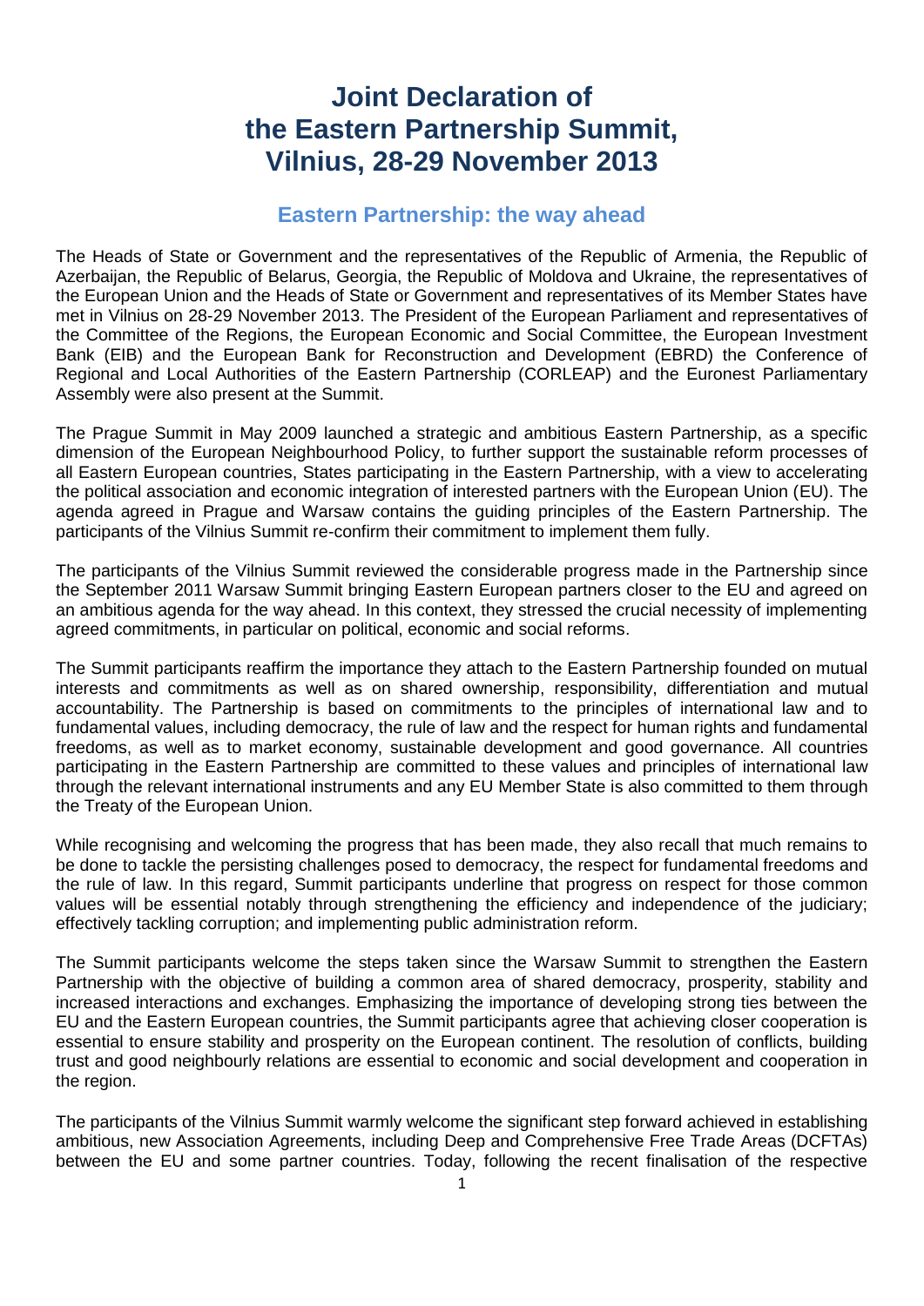# Joint Declaration of the Eastern Partnership Summit, Vilnius, 28-29 November 2013

## Eastern Partnership: the way ahead

The Heads of State or Government and the representatives of the Republic of Armenia, the Republic of Azerbaijan, the Republic of Belarus, Georgia, the Republic of Moldova and Ukraine, the representatives of the European Union and the Heads of State or Government and representatives of its Member States have met in Vilnius on 28-29 November 2013. The President of the European Parliament and representatives of the Committee of the Regions, the European Economic and Social Committee, the European Investment Bank (EIB) and the European Bank for Reconstruction and Development (EBRD) the Conference of Regional and Local Authorities of the Eastern Partnership (CORLEAP) and the Euronest Parliamentary Assembly were also present at the Summit.

The Prague Summit in May 2009 launched a strategic and ambitious Eastern Partnership, as a specific dimension of the European Neighbourhood Policy, to further support the sustainable reform processes of all Eastern European countries, States participating in the Eastern Partnership, with a view to accelerating the political association and economic integration of interested partners with the European Union (EU). The agenda agreed in Prague and Warsaw contains the guiding principles of the Eastern Partnership. The participants of the Vilnius Summit re-confirm their commitment to implement them fully.

The participants of the Vilnius Summit reviewed the considerable progress made in the Partnership since the September 2011 Warsaw Summit bringing Eastern European partners closer to the EU and agreed on an ambitious agenda for the way ahead. In this context, they stressed the crucial necessity of implementing agreed commitments, in particular on political, economic and social reforms.

The Summit participants reaffirm the importance they attach to the Eastern Partnership founded on mutual interests and commitments as well as on shared ownership, responsibility, differentiation and mutual accountability. The Partnership is based on commitments to the principles of international law and to fundamental values, including democracy, the rule of law and the respect for human rights and fundamental freedoms, as well as to market economy, sustainable development and good governance. All countries participating in the Eastern Partnership are committed to these values and principles of international law through the relevant international instruments and any EU Member State is also committed to them through the Treaty of the European Union.

While recognising and welcoming the progress that has been made, they also recall that much remains to be done to tackle the persisting challenges posed to democracy, the respect for fundamental freedoms and the rule of law. In this regard, Summit participants underline that progress on respect for those common values will be essential notably through strengthening the efficiency and independence of the judiciary; effectively tackling corruption; and implementing public administration reform.

The Summit participants welcome the steps taken since the Warsaw Summit to strengthen the Eastern Partnership with the objective of building a common area of shared democracy, prosperity, stability and increased interactions and exchanges. Emphasizing the importance of developing strong ties between the EU and the Eastern European countries, the Summit participants agree that achieving closer cooperation is essential to ensure stability and prosperity on the European continent. The resolution of conflicts, building trust and good neighbourly relations are essential to economic and social development and cooperation in the region.

The participants of the Vilnius Summit warmly welcome the significant step forward achieved in establishing ambitious, new Association Agreements, including Deep and Comprehensive Free Trade Areas (DCFTAs) between the EU and some partner countries. Today, following the recent finalisation of the respective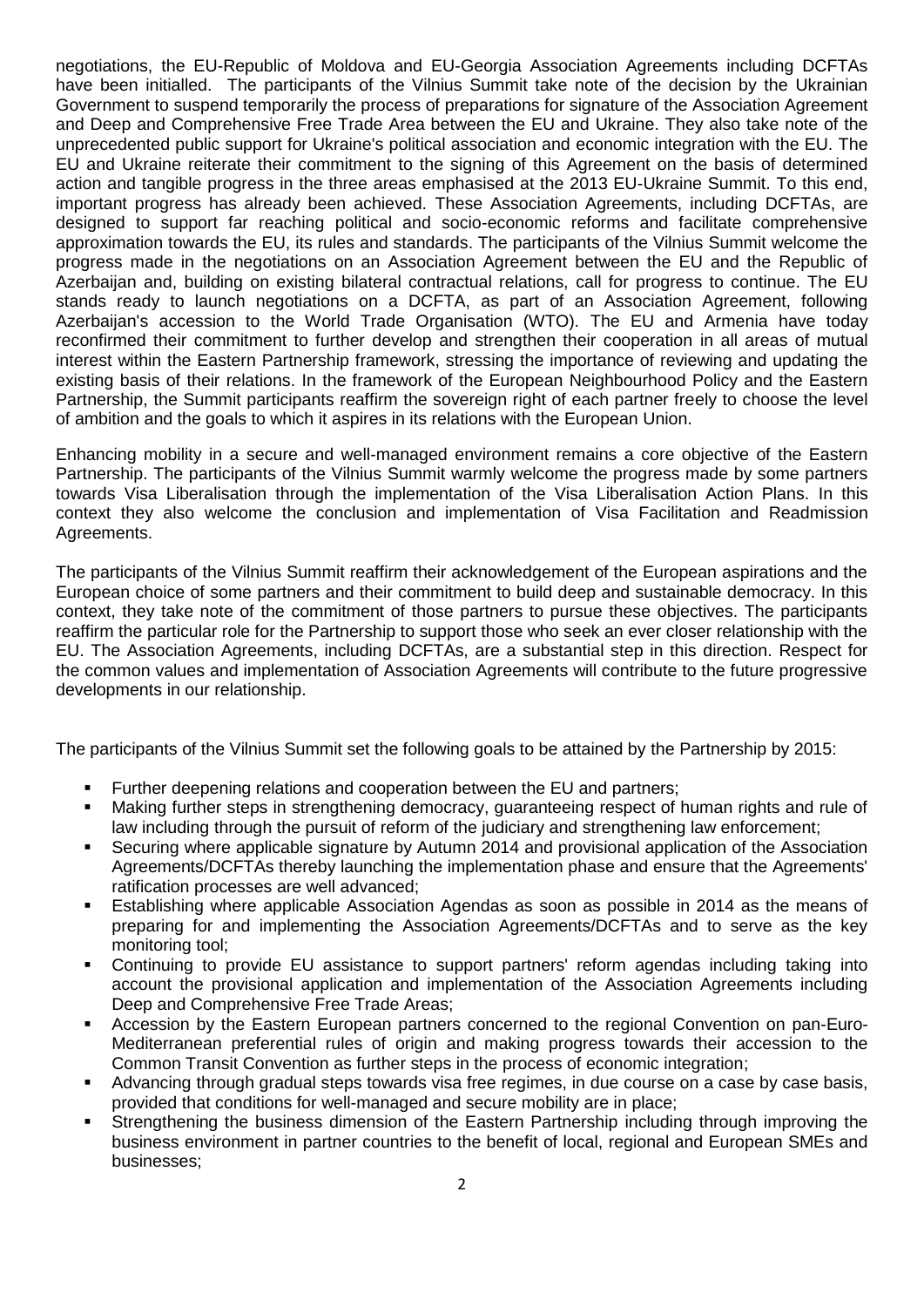negotiations, the EU-Republic of Moldova and EU-Georgia Association Agreements including DCFTAs have been initialled. The participants of the Vilnius Summit take note of the decision by the Ukrainian Government to suspend temporarily the process of preparations for signature of the Association Agreement and Deep and Comprehensive Free Trade Area between the EU and Ukraine. They also take note of the unprecedented public support for Ukraine's political association and economic integration with the EU. The EU and Ukraine reiterate their commitment to the signing of this Agreement on the basis of determined action and tangible progress in the three areas emphasised at the 2013 EU-Ukraine Summit. To this end, important progress has already been achieved. These Association Agreements, including DCFTAs, are designed to support far reaching political and socio-economic reforms and facilitate comprehensive approximation towards the EU, its rules and standards. The participants of the Vilnius Summit welcome the progress made in the negotiations on an Association Agreement between the EU and the Republic of Azerbaijan and, building on existing bilateral contractual relations, call for progress to continue. The EU stands ready to launch negotiations on a DCFTA, as part of an Association Agreement, following Azerbaijan's accession to the World Trade Organisation (WTO). The EU and Armenia have today reconfirmed their commitment to further develop and strengthen their cooperation in all areas of mutual interest within the Eastern Partnership framework, stressing the importance of reviewing and updating the existing basis of their relations. In the framework of the European Neighbourhood Policy and the Eastern Partnership, the Summit participants reaffirm the sovereign right of each partner freely to choose the level of ambition and the goals to which it aspires in its relations with the European Union.

Enhancing mobility in a secure and well-managed environment remains a core objective of the Eastern Partnership. The participants of the Vilnius Summit warmly welcome the progress made by some partners towards Visa Liberalisation through the implementation of the Visa Liberalisation Action Plans. In this context they also welcome the conclusion and implementation of Visa Facilitation and Readmission Agreements.

The participants of the Vilnius Summit reaffirm their acknowledgement of the European aspirations and the European choice of some partners and their commitment to build deep and sustainable democracy. In this context, they take note of the commitment of those partners to pursue these objectives. The participants reaffirm the particular role for the Partnership to support those who seek an ever closer relationship with the EU. The Association Agreements, including DCFTAs, are a substantial step in this direction. Respect for the common values and implementation of Association Agreements will contribute to the future progressive developments in our relationship.

The participants of the Vilnius Summit set the following goals to be attained by the Partnership by 2015:

- Further deepening relations and cooperation between the EU and partners;
- Making further steps in strengthening democracy, guaranteeing respect of human rights and rule of law including through the pursuit of reform of the judiciary and strengthening law enforcement;
- Securing where applicable signature by Autumn 2014 and provisional application of the Association Agreements/DCFTAs thereby launching the implementation phase and ensure that the Agreements' ratification processes are well advanced;
- Establishing where applicable Association Agendas as soon as possible in 2014 as the means of preparing for and implementing the Association Agreements/DCFTAs and to serve as the key monitoring tool;
- Continuing to provide EU assistance to support partners' reform agendas including taking into account the provisional application and implementation of the Association Agreements including Deep and Comprehensive Free Trade Areas;
- Accession by the Eastern European partners concerned to the regional Convention on pan-Euro-Mediterranean preferential rules of origin and making progress towards their accession to the Common Transit Convention as further steps in the process of economic integration;
- Advancing through gradual steps towards visa free regimes, in due course on a case by case basis, provided that conditions for well-managed and secure mobility are in place;
- Strengthening the business dimension of the Eastern Partnership including through improving the business environment in partner countries to the benefit of local, regional and European SMEs and businesses;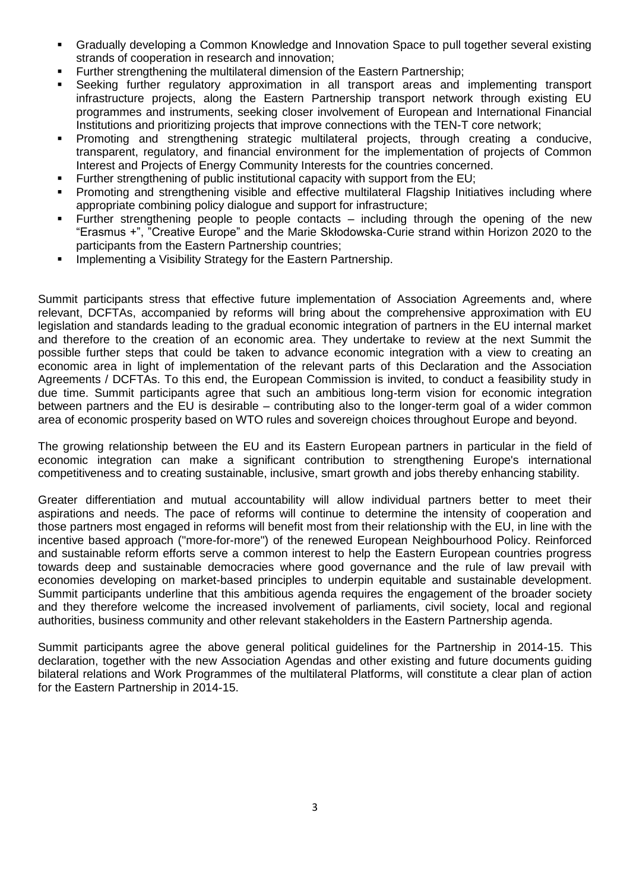- Gradually developing a Common Knowledge and Innovation Space to pull together several existing strands of cooperation in research and innovation;
- Further strengthening the multilateral dimension of the Eastern Partnership;
- Seeking further regulatory approximation in all transport areas and implementing transport infrastructure projects, along the Eastern Partnership transport network through existing EU programmes and instruments, seeking closer involvement of European and International Financial Institutions and prioritizing projects that improve connections with the TEN-T core network;
- Promoting and strengthening strategic multilateral projects, through creating a conducive, transparent, regulatory, and financial environment for the implementation of projects of Common Interest and Projects of Energy Community Interests for the countries concerned.
- Further strengthening of public institutional capacity with support from the EU;
- Promoting and strengthening visible and effective multilateral Flagship Initiatives including where appropriate combining policy dialogue and support for infrastructure;
- Further strengthening people to people contacts – including through the opening of the new "Erasmus +", "Creative Europe" and the Marie Skłodowska-Curie strand within Horizon 2020 to the participants from the Eastern Partnership countries;
- Implementing a Visibility Strategy for the Eastern Partnership.

Summit participants stress that effective future implementation of Association Agreements and, where relevant, DCFTAs, accompanied by reforms will bring about the comprehensive approximation with EU legislation and standards leading to the gradual economic integration of partners in the EU internal market and therefore to the creation of an economic area. They undertake to review at the next Summit the possible further steps that could be taken to advance economic integration with a view to creating an economic area in light of implementation of the relevant parts of this Declaration and the Association Agreements / DCFTAs. To this end, the European Commission is invited, to conduct a feasibility study in due time. Summit participants agree that such an ambitious long-term vision for economic integration between partners and the EU is desirable – contributing also to the longer-term goal of a wider common area of economic prosperity based on WTO rules and sovereign choices throughout Europe and beyond.

The growing relationship between the EU and its Eastern European partners in particular in the field of economic integration can make a significant contribution to strengthening Europe's international competitiveness and to creating sustainable, inclusive, smart growth and jobs thereby enhancing stability.

Greater differentiation and mutual accountability will allow individual partners better to meet their aspirations and needs. The pace of reforms will continue to determine the intensity of cooperation and those partners most engaged in reforms will benefit most from their relationship with the EU, in line with the incentive based approach ("more-for-more") of the renewed European Neighbourhood Policy. Reinforced and sustainable reform efforts serve a common interest to help the Eastern European countries progress towards deep and sustainable democracies where good governance and the rule of law prevail with economies developing on market-based principles to underpin equitable and sustainable development. Summit participants underline that this ambitious agenda requires the engagement of the broader society and they therefore welcome the increased involvement of parliaments, civil society, local and regional authorities, business community and other relevant stakeholders in the Eastern Partnership agenda.

Summit participants agree the above general political guidelines for the Partnership in 2014-15. This declaration, together with the new Association Agendas and other existing and future documents guiding bilateral relations and Work Programmes of the multilateral Platforms, will constitute a clear plan of action for the Eastern Partnership in 2014-15.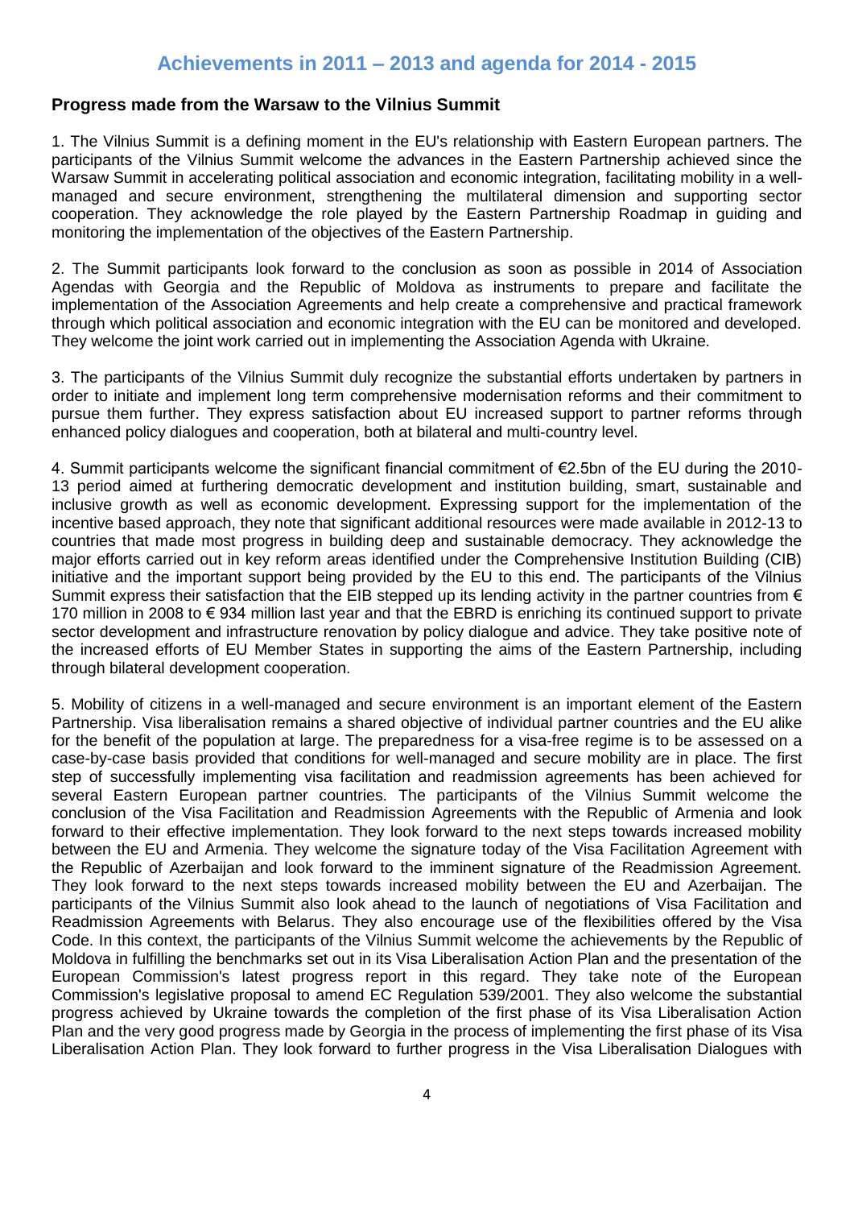## Achievements in 2011 – 2013 and agenda for 2014 - 2015

### Progress made from the Warsaw to the Vilnius Summit

1. The Vilnius Summit is a defining moment in the EU's relationship with Eastern European partners. The participants of the Vilnius Summit welcome the advances in the Eastern Partnership achieved since the Warsaw Summit in accelerating political association and economic integration, facilitating mobility in a well-managed and secure environment, strengthening the multilateral dimension and supporting sector cooperation. They acknowledge the role played by the Eastern Partnership Roadmap in guiding and monitoring the implementation of the objectives of the Eastern Partnership.

2. The Summit participants look forward to the conclusion as soon as possible in 2014 of Association Agendas with Georgia and the Republic of Moldova as instruments to prepare and facilitate the implementation of the Association Agreements and help create a comprehensive and practical framework through which political association and economic integration with the EU can be monitored and developed. They welcome the joint work carried out in implementing the Association Agenda with Ukraine.

3. The participants of the Vilnius Summit duly recognize the substantial efforts undertaken by partners in order to initiate and implement long term comprehensive modernisation reforms and their commitment to pursue them further. They express satisfaction about EU increased support to partner reforms through enhanced policy dialogues and cooperation, both at bilateral and multi-country level.

4. Summit participants welcome the significant financial commitment of €2.5bn of the EU during the 2010-13 period aimed at furthering democratic development and institution building, smart, sustainable and inclusive growth as well as economic development. Expressing support for the implementation of the incentive based approach, they note that significant additional resources were made available in 2012-13 to countries that made most progress in building deep and sustainable democracy. They acknowledge the major efforts carried out in key reform areas identified under the Comprehensive Institution Building (CIB) initiative and the important support being provided by the EU to this end. The participants of the Vilnius Summit express their satisfaction that the EIB stepped up its lending activity in the partner countries from € 170 million in 2008 to € 934 million last year and that the EBRD is enriching its continued support to private sector development and infrastructure renovation by policy dialogue and advice. They take positive note of the increased efforts of EU Member States in supporting the aims of the Eastern Partnership, including through bilateral development cooperation.

5. Mobility of citizens in a well-managed and secure environment is an important element of the Eastern Partnership. Visa liberalisation remains a shared objective of individual partner countries and the EU alike for the benefit of the population at large. The preparedness for a visa-free regime is to be assessed on a case-by-case basis provided that conditions for well-managed and secure mobility are in place. The first step of successfully implementing visa facilitation and readmission agreements has been achieved for several Eastern European partner countries. The participants of the Vilnius Summit welcome the conclusion of the Visa Facilitation and Readmission Agreements with the Republic of Armenia and look forward to their effective implementation. They look forward to the next steps towards increased mobility between the EU and Armenia. They welcome the signature today of the Visa Facilitation Agreement with the Republic of Azerbaijan and look forward to the imminent signature of the Readmission Agreement. They look forward to the next steps towards increased mobility between the EU and Azerbaijan. The participants of the Vilnius Summit also look ahead to the launch of negotiations of Visa Facilitation and Readmission Agreements with Belarus. They also encourage use of the flexibilities offered by the Visa Code. In this context, the participants of the Vilnius Summit welcome the achievements by the Republic of Moldova in fulfilling the benchmarks set out in its Visa Liberalisation Action Plan and the presentation of the European Commission's latest progress report in this regard. They take note of the European Commission's legislative proposal to amend EC Regulation 539/2001. They also welcome the substantial progress achieved by Ukraine towards the completion of the first phase of its Visa Liberalisation Action Plan and the very good progress made by Georgia in the process of implementing the first phase of its Visa Liberalisation Action Plan. They look forward to further progress in the Visa Liberalisation Dialogues with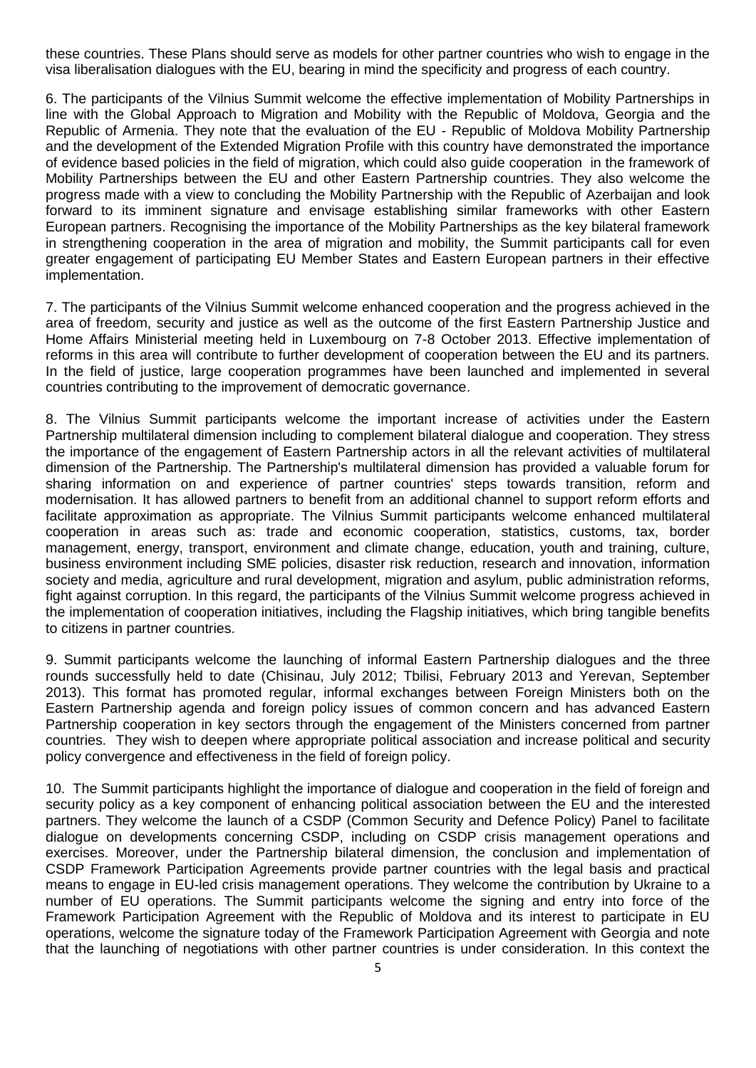these countries. These Plans should serve as models for other partner countries who wish to engage in the visa liberalisation dialogues with the EU, bearing in mind the specificity and progress of each country.

6. The participants of the Vilnius Summit welcome the effective implementation of Mobility Partnerships in line with the Global Approach to Migration and Mobility with the Republic of Moldova, Georgia and the Republic of Armenia. They note that the evaluation of the EU - Republic of Moldova Mobility Partnership and the development of the Extended Migration Profile with this country have demonstrated the importance of evidence based policies in the field of migration, which could also guide cooperation in the framework of Mobility Partnerships between the EU and other Eastern Partnership countries. They also welcome the progress made with a view to concluding the Mobility Partnership with the Republic of Azerbaijan and look forward to its imminent signature and envisage establishing similar frameworks with other Eastern European partners. Recognising the importance of the Mobility Partnerships as the key bilateral framework in strengthening cooperation in the area of migration and mobility, the Summit participants call for even greater engagement of participating EU Member States and Eastern European partners in their effective implementation.

7. The participants of the Vilnius Summit welcome enhanced cooperation and the progress achieved in the area of freedom, security and justice as well as the outcome of the first Eastern Partnership Justice and Home Affairs Ministerial meeting held in Luxembourg on 7-8 October 2013. Effective implementation of reforms in this area will contribute to further development of cooperation between the EU and its partners. In the field of justice, large cooperation programmes have been launched and implemented in several countries contributing to the improvement of democratic governance.

8. The Vilnius Summit participants welcome the important increase of activities under the Eastern Partnership multilateral dimension including to complement bilateral dialogue and cooperation. They stress the importance of the engagement of Eastern Partnership actors in all the relevant activities of multilateral dimension of the Partnership. The Partnership's multilateral dimension has provided a valuable forum for sharing information on and experience of partner countries' steps towards transition, reform and modernisation. It has allowed partners to benefit from an additional channel to support reform efforts and facilitate approximation as appropriate. The Vilnius Summit participants welcome enhanced multilateral cooperation in areas such as: trade and economic cooperation, statistics, customs, tax, border management, energy, transport, environment and climate change, education, youth and training, culture, business environment including SME policies, disaster risk reduction, research and innovation, information society and media, agriculture and rural development, migration and asylum, public administration reforms, fight against corruption. In this regard, the participants of the Vilnius Summit welcome progress achieved in the implementation of cooperation initiatives, including the Flagship initiatives, which bring tangible benefits to citizens in partner countries.

9. Summit participants welcome the launching of informal Eastern Partnership dialogues and the three rounds successfully held to date (Chisinau, July 2012; Tbilisi, February 2013 and Yerevan, September 2013). This format has promoted regular, informal exchanges between Foreign Ministers both on the Eastern Partnership agenda and foreign policy issues of common concern and has advanced Eastern Partnership cooperation in key sectors through the engagement of the Ministers concerned from partner countries. They wish to deepen where appropriate political association and increase political and security policy convergence and effectiveness in the field of foreign policy.

10. The Summit participants highlight the importance of dialogue and cooperation in the field of foreign and security policy as a key component of enhancing political association between the EU and the interested partners. They welcome the launch of a CSDP (Common Security and Defence Policy) Panel to facilitate dialogue on developments concerning CSDP, including on CSDP crisis management operations and exercises. Moreover, under the Partnership bilateral dimension, the conclusion and implementation of CSDP Framework Participation Agreements provide partner countries with the legal basis and practical means to engage in EU-led crisis management operations. They welcome the contribution by Ukraine to a number of EU operations. The Summit participants welcome the signing and entry into force of the Framework Participation Agreement with the Republic of Moldova and its interest to participate in EU operations, welcome the signature today of the Framework Participation Agreement with Georgia and note that the launching of negotiations with other partner countries is under consideration. In this context the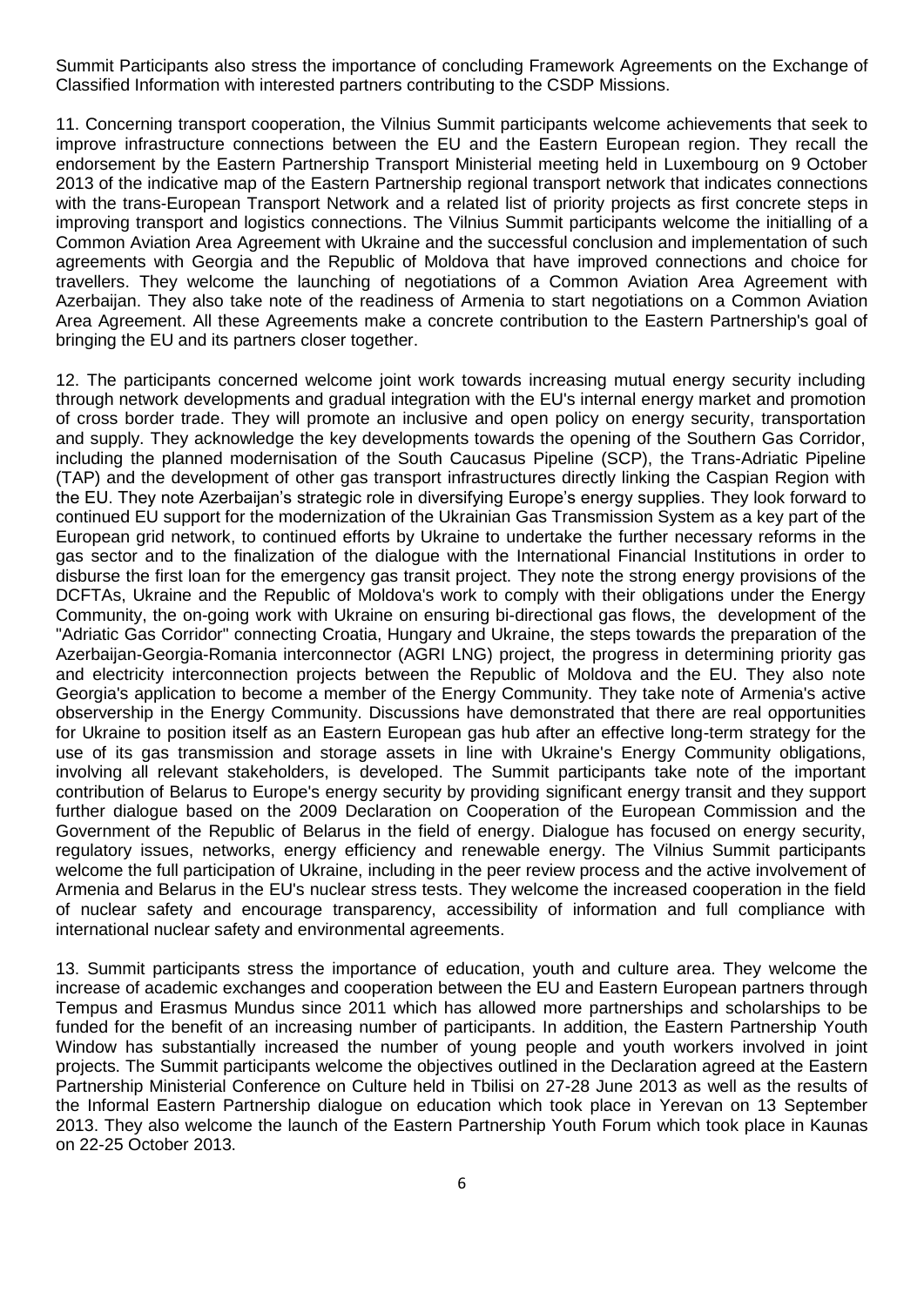Summit Participants also stress the importance of concluding Framework Agreements on the Exchange of Classified Information with interested partners contributing to the CSDP Missions.

11. Concerning transport cooperation, the Vilnius Summit participants welcome achievements that seek to improve infrastructure connections between the EU and the Eastern European region. They recall the endorsement by the Eastern Partnership Transport Ministerial meeting held in Luxembourg on 9 October 2013 of the indicative map of the Eastern Partnership regional transport network that indicates connections with the trans-European Transport Network and a related list of priority projects as first concrete steps in improving transport and logistics connections. The Vilnius Summit participants welcome the initialling of a Common Aviation Area Agreement with Ukraine and the successful conclusion and implementation of such agreements with Georgia and the Republic of Moldova that have improved connections and choice for travellers. They welcome the launching of negotiations of a Common Aviation Area Agreement with Azerbaijan. They also take note of the readiness of Armenia to start negotiations on a Common Aviation Area Agreement. All these Agreements make a concrete contribution to the Eastern Partnership's goal of bringing the EU and its partners closer together.

12. The participants concerned welcome joint work towards increasing mutual energy security including through network developments and gradual integration with the EU's internal energy market and promotion of cross border trade. They will promote an inclusive and open policy on energy security, transportation and supply. They acknowledge the key developments towards the opening of the Southern Gas Corridor, including the planned modernisation of the South Caucasus Pipeline (SCP), the Trans-Adriatic Pipeline (TAP) and the development of other gas transport infrastructures directly linking the Caspian Region with the EU. They note Azerbaijan's strategic role in diversifying Europe's energy supplies. They look forward to continued EU support for the modernization of the Ukrainian Gas Transmission System as a key part of the European grid network, to continued efforts by Ukraine to undertake the further necessary reforms in the gas sector and to the finalization of the dialogue with the International Financial Institutions in order to disburse the first loan for the emergency gas transit project. They note the strong energy provisions of the DCFTAs, Ukraine and the Republic of Moldova's work to comply with their obligations under the Energy Community, the on-going work with Ukraine on ensuring bi-directional gas flows, the development of the "Adriatic Gas Corridor" connecting Croatia, Hungary and Ukraine, the steps towards the preparation of the Azerbaijan-Georgia-Romania interconnector (AGRI LNG) project, the progress in determining priority gas and electricity interconnection projects between the Republic of Moldova and the EU. They also note Georgia's application to become a member of the Energy Community. They take note of Armenia's active observership in the Energy Community. Discussions have demonstrated that there are real opportunities for Ukraine to position itself as an Eastern European gas hub after an effective long-term strategy for the use of its gas transmission and storage assets in line with Ukraine's Energy Community obligations, involving all relevant stakeholders, is developed. The Summit participants take note of the important contribution of Belarus to Europe's energy security by providing significant energy transit and they support further dialogue based on the 2009 Declaration on Cooperation of the European Commission and the Government of the Republic of Belarus in the field of energy. Dialogue has focused on energy security, regulatory issues, networks, energy efficiency and renewable energy. The Vilnius Summit participants welcome the full participation of Ukraine, including in the peer review process and the active involvement of Armenia and Belarus in the EU's nuclear stress tests. They welcome the increased cooperation in the field of nuclear safety and encourage transparency, accessibility of information and full compliance with international nuclear safety and environmental agreements.

13. Summit participants stress the importance of education, youth and culture area. They welcome the increase of academic exchanges and cooperation between the EU and Eastern European partners through Tempus and Erasmus Mundus since 2011 which has allowed more partnerships and scholarships to be funded for the benefit of an increasing number of participants. In addition, the Eastern Partnership Youth Window has substantially increased the number of young people and youth workers involved in joint projects. The Summit participants welcome the objectives outlined in the Declaration agreed at the Eastern Partnership Ministerial Conference on Culture held in Tbilisi on 27-28 June 2013 as well as the results of the Informal Eastern Partnership dialogue on education which took place in Yerevan on 13 September 2013. They also welcome the launch of the Eastern Partnership Youth Forum which took place in Kaunas on 22-25 October 2013.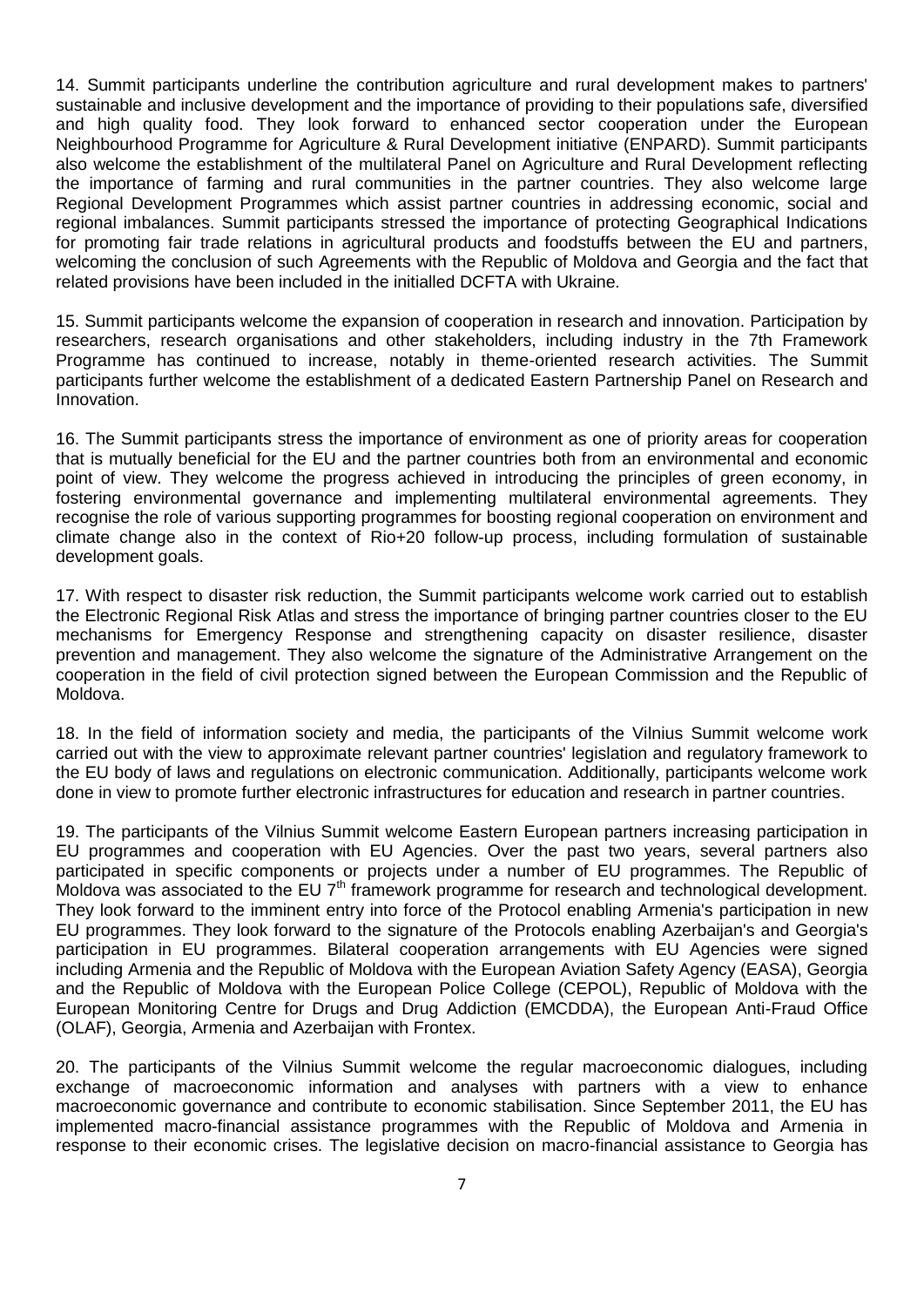14. Summit participants underline the contribution agriculture and rural development makes to partners' sustainable and inclusive development and the importance of providing to their populations safe, diversified and high quality food. They look forward to enhanced sector cooperation under the European Neighbourhood Programme for Agriculture & Rural Development initiative (ENPARD). Summit participants also welcome the establishment of the multilateral Panel on Agriculture and Rural Development reflecting the importance of farming and rural communities in the partner countries. They also welcome large Regional Development Programmes which assist partner countries in addressing economic, social and regional imbalances. Summit participants stressed the importance of protecting Geographical Indications for promoting fair trade relations in agricultural products and foodstuffs between the EU and partners, welcoming the conclusion of such Agreements with the Republic of Moldova and Georgia and the fact that related provisions have been included in the initialled DCFTA with Ukraine.

15. Summit participants welcome the expansion of cooperation in research and innovation. Participation by researchers, research organisations and other stakeholders, including industry in the 7th Framework Programme has continued to increase, notably in theme-oriented research activities. The Summit participants further welcome the establishment of a dedicated Eastern Partnership Panel on Research and Innovation.

16. The Summit participants stress the importance of environment as one of priority areas for cooperation that is mutually beneficial for the EU and the partner countries both from an environmental and economic point of view. They welcome the progress achieved in introducing the principles of green economy, in fostering environmental governance and implementing multilateral environmental agreements. They recognise the role of various supporting programmes for boosting regional cooperation on environment and climate change also in the context of Rio+20 follow-up process, including formulation of sustainable development goals.

17. With respect to disaster risk reduction, the Summit participants welcome work carried out to establish the Electronic Regional Risk Atlas and stress the importance of bringing partner countries closer to the EU mechanisms for Emergency Response and strengthening capacity on disaster resilience, disaster prevention and management. They also welcome the signature of the Administrative Arrangement on the cooperation in the field of civil protection signed between the European Commission and the Republic of Moldova.

18. In the field of information society and media, the participants of the Vilnius Summit welcome work carried out with the view to approximate relevant partner countries' legislation and regulatory framework to the EU body of laws and regulations on electronic communication. Additionally, participants welcome work done in view to promote further electronic infrastructures for education and research in partner countries.

19. The participants of the Vilnius Summit welcome Eastern European partners increasing participation in EU programmes and cooperation with EU Agencies. Over the past two years, several partners also participated in specific components or projects under a number of EU programmes. The Republic of Moldova was associated to the EU 7th framework programme for research and technological development. They look forward to the imminent entry into force of the Protocol enabling Armenia's participation in new EU programmes. They look forward to the signature of the Protocols enabling Azerbaijan's and Georgia's participation in EU programmes. Bilateral cooperation arrangements with EU Agencies were signed including Armenia and the Republic of Moldova with the European Aviation Safety Agency (EASA), Georgia and the Republic of Moldova with the European Police College (CEPOL), Republic of Moldova with the European Monitoring Centre for Drugs and Drug Addiction (EMCDDA), the European Anti-Fraud Office (OLAF), Georgia, Armenia and Azerbaijan with Frontex.

20. The participants of the Vilnius Summit welcome the regular macroeconomic dialogues, including exchange of macroeconomic information and analyses with partners with a view to enhance macroeconomic governance and contribute to economic stabilisation. Since September 2011, the EU has implemented macro-financial assistance programmes with the Republic of Moldova and Armenia in response to their economic crises. The legislative decision on macro-financial assistance to Georgia has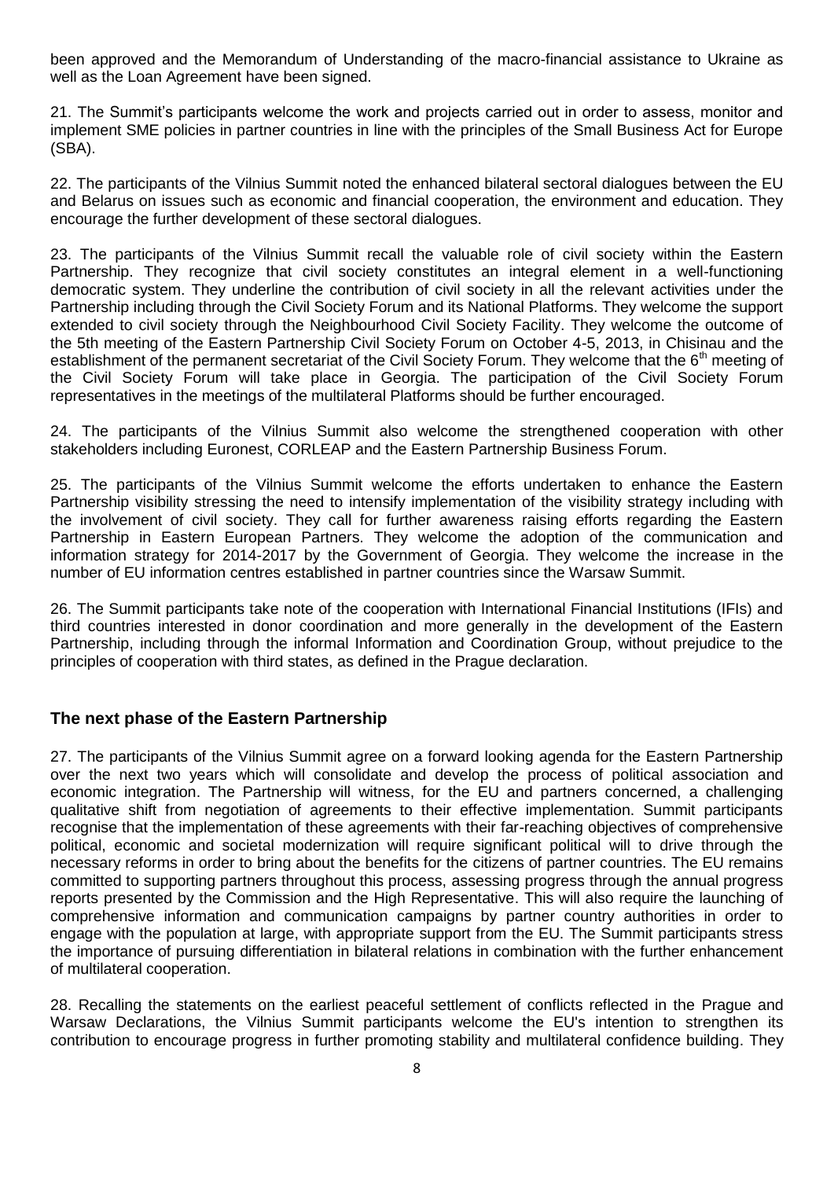been approved and the Memorandum of Understanding of the macro-financial assistance to Ukraine as well as the Loan Agreement have been signed.

21. The Summit's participants welcome the work and projects carried out in order to assess, monitor and implement SME policies in partner countries in line with the principles of the Small Business Act for Europe (SBA).

22. The participants of the Vilnius Summit noted the enhanced bilateral sectoral dialogues between the EU and Belarus on issues such as economic and financial cooperation, the environment and education. They encourage the further development of these sectoral dialogues.

23. The participants of the Vilnius Summit recall the valuable role of civil society within the Eastern Partnership. They recognize that civil society constitutes an integral element in a well-functioning democratic system. They underline the contribution of civil society in all the relevant activities under the Partnership including through the Civil Society Forum and its National Platforms. They welcome the support extended to civil society through the Neighbourhood Civil Society Facility. They welcome the outcome of the 5th meeting of the Eastern Partnership Civil Society Forum on October 4-5, 2013, in Chisinau and the establishment of the permanent secretariat of the Civil Society Forum. They welcome that the 6th meeting of the Civil Society Forum will take place in Georgia. The participation of the Civil Society Forum representatives in the meetings of the multilateral Platforms should be further encouraged.

24. The participants of the Vilnius Summit also welcome the strengthened cooperation with other stakeholders including Euronest, CORLEAP and the Eastern Partnership Business Forum.

25. The participants of the Vilnius Summit welcome the efforts undertaken to enhance the Eastern Partnership visibility stressing the need to intensify implementation of the visibility strategy including with the involvement of civil society. They call for further awareness raising efforts regarding the Eastern Partnership in Eastern European Partners. They welcome the adoption of the communication and information strategy for 2014-2017 by the Government of Georgia. They welcome the increase in the number of EU information centres established in partner countries since the Warsaw Summit.

26. The Summit participants take note of the cooperation with International Financial Institutions (IFIs) and third countries interested in donor coordination and more generally in the development of the Eastern Partnership, including through the informal Information and Coordination Group, without prejudice to the principles of cooperation with third states, as defined in the Prague declaration.

## The next phase of the Eastern Partnership

27. The participants of the Vilnius Summit agree on a forward looking agenda for the Eastern Partnership over the next two years which will consolidate and develop the process of political association and economic integration. The Partnership will witness, for the EU and partners concerned, a challenging qualitative shift from negotiation of agreements to their effective implementation. Summit participants recognise that the implementation of these agreements with their far-reaching objectives of comprehensive political, economic and societal modernization will require significant political will to drive through the necessary reforms in order to bring about the benefits for the citizens of partner countries. The EU remains committed to supporting partners throughout this process, assessing progress through the annual progress reports presented by the Commission and the High Representative. This will also require the launching of comprehensive information and communication campaigns by partner country authorities in order to engage with the population at large, with appropriate support from the EU. The Summit participants stress the importance of pursuing differentiation in bilateral relations in combination with the further enhancement of multilateral cooperation.

28. Recalling the statements on the earliest peaceful settlement of conflicts reflected in the Prague and Warsaw Declarations, the Vilnius Summit participants welcome the EU's intention to strengthen its contribution to encourage progress in further promoting stability and multilateral confidence building. They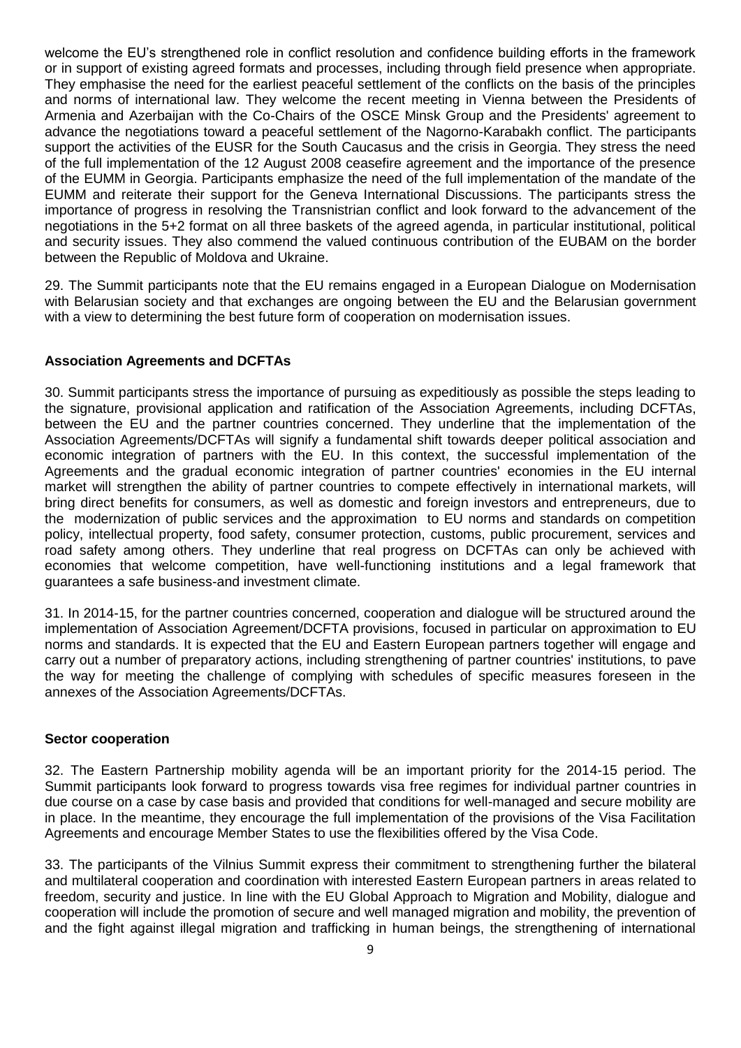welcome the EU's strengthened role in conflict resolution and confidence building efforts in the framework or in support of existing agreed formats and processes, including through field presence when appropriate. They emphasise the need for the earliest peaceful settlement of the conflicts on the basis of the principles and norms of international law. They welcome the recent meeting in Vienna between the Presidents of Armenia and Azerbaijan with the Co-Chairs of the OSCE Minsk Group and the Presidents' agreement to advance the negotiations toward a peaceful settlement of the Nagorno-Karabakh conflict. The participants support the activities of the EUSR for the South Caucasus and the crisis in Georgia. They stress the need of the full implementation of the 12 August 2008 ceasefire agreement and the importance of the presence of the EUMM in Georgia. Participants emphasize the need of the full implementation of the mandate of the EUMM and reiterate their support for the Geneva International Discussions. The participants stress the importance of progress in resolving the Transnistrian conflict and look forward to the advancement of the negotiations in the 5+2 format on all three baskets of the agreed agenda, in particular institutional, political and security issues. They also commend the valued continuous contribution of the EUBAM on the border between the Republic of Moldova and Ukraine.

29. The Summit participants note that the EU remains engaged in a European Dialogue on Modernisation with Belarusian society and that exchanges are ongoing between the EU and the Belarusian government with a view to determining the best future form of cooperation on modernisation issues.

**Association Agreements and DCFTAs**

30. Summit participants stress the importance of pursuing as expeditiously as possible the steps leading to the signature, provisional application and ratification of the Association Agreements, including DCFTAs, between the EU and the partner countries concerned. They underline that the implementation of the Association Agreements/DCFTAs will signify a fundamental shift towards deeper political association and economic integration of partners with the EU. In this context, the successful implementation of the Agreements and the gradual economic integration of partner countries' economies in the EU internal market will strengthen the ability of partner countries to compete effectively in international markets, will bring direct benefits for consumers, as well as domestic and foreign investors and entrepreneurs, due to the modernization of public services and the approximation to EU norms and standards on competition policy, intellectual property, food safety, consumer protection, customs, public procurement, services and road safety among others. They underline that real progress on DCFTAs can only be achieved with economies that welcome competition, have well-functioning institutions and a legal framework that guarantees a safe business-and investment climate.

31. In 2014-15, for the partner countries concerned, cooperation and dialogue will be structured around the implementation of Association Agreement/DCFTA provisions, focused in particular on approximation to EU norms and standards. It is expected that the EU and Eastern European partners together will engage and carry out a number of preparatory actions, including strengthening of partner countries' institutions, to pave the way for meeting the challenge of complying with schedules of specific measures foreseen in the annexes of the Association Agreements/DCFTAs.

**Sector cooperation**

32. The Eastern Partnership mobility agenda will be an important priority for the 2014-15 period. The Summit participants look forward to progress towards visa free regimes for individual partner countries in due course on a case by case basis and provided that conditions for well-managed and secure mobility are in place. In the meantime, they encourage the full implementation of the provisions of the Visa Facilitation Agreements and encourage Member States to use the flexibilities offered by the Visa Code.

33. The participants of the Vilnius Summit express their commitment to strengthening further the bilateral and multilateral cooperation and coordination with interested Eastern European partners in areas related to freedom, security and justice. In line with the EU Global Approach to Migration and Mobility, dialogue and cooperation will include the promotion of secure and well managed migration and mobility, the prevention of and the fight against illegal migration and trafficking in human beings, the strengthening of international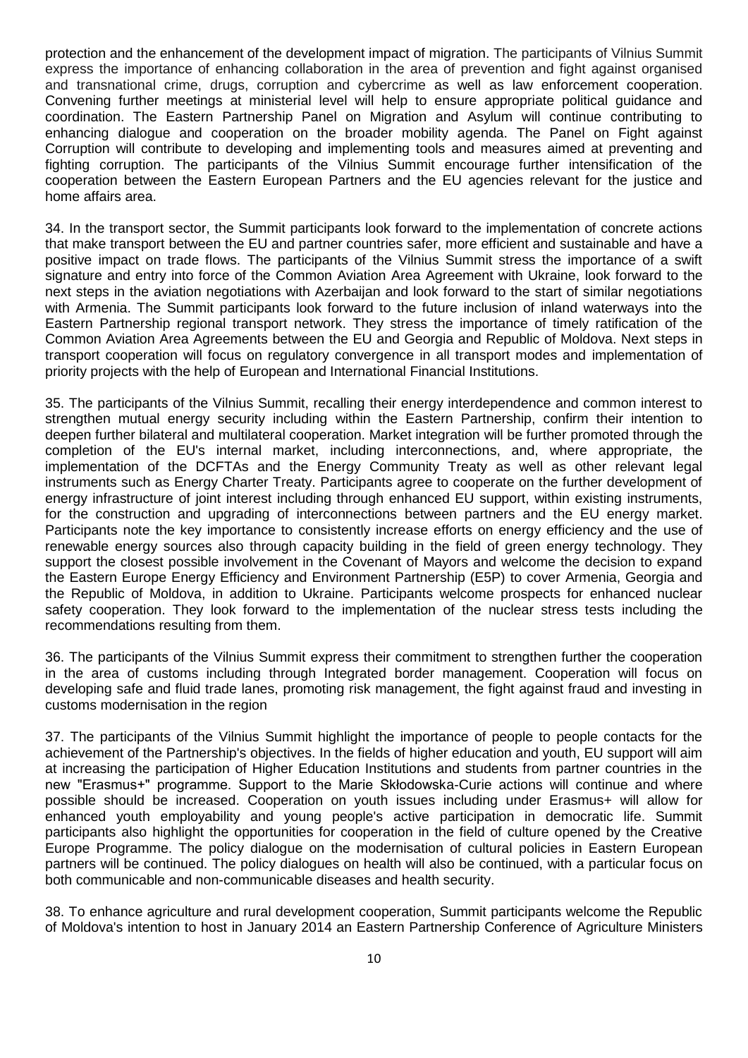protection and the enhancement of the development impact of migration. The participants of Vilnius Summit express the importance of enhancing collaboration in the area of prevention and fight against organised and transnational crime, drugs, corruption and cybercrime as well as law enforcement cooperation. Convening further meetings at ministerial level will help to ensure appropriate political guidance and coordination. The Eastern Partnership Panel on Migration and Asylum will continue contributing to enhancing dialogue and cooperation on the broader mobility agenda. The Panel on Fight against Corruption will contribute to developing and implementing tools and measures aimed at preventing and fighting corruption. The participants of the Vilnius Summit encourage further intensification of the cooperation between the Eastern European Partners and the EU agencies relevant for the justice and home affairs area.

34. In the transport sector, the Summit participants look forward to the implementation of concrete actions that make transport between the EU and partner countries safer, more efficient and sustainable and have a positive impact on trade flows. The participants of the Vilnius Summit stress the importance of a swift signature and entry into force of the Common Aviation Area Agreement with Ukraine, look forward to the next steps in the aviation negotiations with Azerbaijan and look forward to the start of similar negotiations with Armenia. The Summit participants look forward to the future inclusion of inland waterways into the Eastern Partnership regional transport network. They stress the importance of timely ratification of the Common Aviation Area Agreements between the EU and Georgia and Republic of Moldova. Next steps in transport cooperation will focus on regulatory convergence in all transport modes and implementation of priority projects with the help of European and International Financial Institutions.

35. The participants of the Vilnius Summit, recalling their energy interdependence and common interest to strengthen mutual energy security including within the Eastern Partnership, confirm their intention to deepen further bilateral and multilateral cooperation. Market integration will be further promoted through the completion of the EU's internal market, including interconnections, and, where appropriate, the implementation of the DCFTAs and the Energy Community Treaty as well as other relevant legal instruments such as Energy Charter Treaty. Participants agree to cooperate on the further development of energy infrastructure of joint interest including through enhanced EU support, within existing instruments, for the construction and upgrading of interconnections between partners and the EU energy market. Participants note the key importance to consistently increase efforts on energy efficiency and the use of renewable energy sources also through capacity building in the field of green energy technology. They support the closest possible involvement in the Covenant of Mayors and welcome the decision to expand the Eastern Europe Energy Efficiency and Environment Partnership (E5P) to cover Armenia, Georgia and the Republic of Moldova, in addition to Ukraine. Participants welcome prospects for enhanced nuclear safety cooperation. They look forward to the implementation of the nuclear stress tests including the recommendations resulting from them.

36. The participants of the Vilnius Summit express their commitment to strengthen further the cooperation in the area of customs including through Integrated border management. Cooperation will focus on developing safe and fluid trade lanes, promoting risk management, the fight against fraud and investing in customs modernisation in the region

37. The participants of the Vilnius Summit highlight the importance of people to people contacts for the achievement of the Partnership's objectives. In the fields of higher education and youth, EU support will aim at increasing the participation of Higher Education Institutions and students from partner countries in the new "Erasmus+" programme. Support to the Marie Skłodowska-Curie actions will continue and where possible should be increased. Cooperation on youth issues including under Erasmus+ will allow for enhanced youth employability and young people's active participation in democratic life. Summit participants also highlight the opportunities for cooperation in the field of culture opened by the Creative Europe Programme. The policy dialogue on the modernisation of cultural policies in Eastern European partners will be continued. The policy dialogues on health will also be continued, with a particular focus on both communicable and non-communicable diseases and health security.

38. To enhance agriculture and rural development cooperation, Summit participants welcome the Republic of Moldova's intention to host in January 2014 an Eastern Partnership Conference of Agriculture Ministers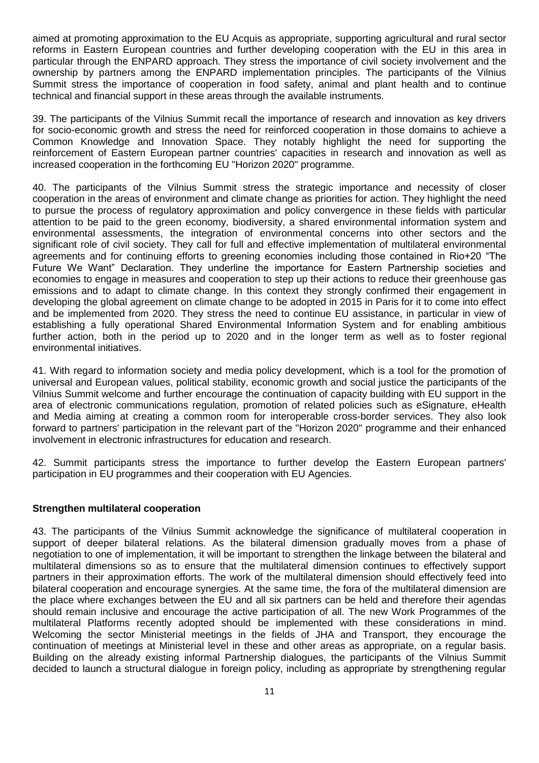aimed at promoting approximation to the EU Acquis as appropriate, supporting agricultural and rural sector reforms in Eastern European countries and further developing cooperation with the EU in this area in particular through the ENPARD approach. They stress the importance of civil society involvement and the ownership by partners among the ENPARD implementation principles. The participants of the Vilnius Summit stress the importance of cooperation in food safety, animal and plant health and to continue technical and financial support in these areas through the available instruments.

39. The participants of the Vilnius Summit recall the importance of research and innovation as key drivers for socio-economic growth and stress the need for reinforced cooperation in those domains to achieve a Common Knowledge and Innovation Space. They notably highlight the need for supporting the reinforcement of Eastern European partner countries' capacities in research and innovation as well as increased cooperation in the forthcoming EU "Horizon 2020" programme.

40. The participants of the Vilnius Summit stress the strategic importance and necessity of closer cooperation in the areas of environment and climate change as priorities for action. They highlight the need to pursue the process of regulatory approximation and policy convergence in these fields with particular attention to be paid to the green economy, biodiversity, a shared environmental information system and environmental assessments, the integration of environmental concerns into other sectors and the significant role of civil society. They call for full and effective implementation of multilateral environmental agreements and for continuing efforts to greening economies including those contained in Rio+20 "The Future We Want" Declaration. They underline the importance for Eastern Partnership societies and economies to engage in measures and cooperation to step up their actions to reduce their greenhouse gas emissions and to adapt to climate change. In this context they strongly confirmed their engagement in developing the global agreement on climate change to be adopted in 2015 in Paris for it to come into effect and be implemented from 2020. They stress the need to continue EU assistance, in particular in view of establishing a fully operational Shared Environmental Information System and for enabling ambitious further action, both in the period up to 2020 and in the longer term as well as to foster regional environmental initiatives.

41. With regard to information society and media policy development, which is a tool for the promotion of universal and European values, political stability, economic growth and social justice the participants of the Vilnius Summit welcome and further encourage the continuation of capacity building with EU support in the area of electronic communications regulation, promotion of related policies such as eSignature, eHealth and Media aiming at creating a common room for interoperable cross-border services. They also look forward to partners' participation in the relevant part of the "Horizon 2020" programme and their enhanced involvement in electronic infrastructures for education and research.

42. Summit participants stress the importance to further develop the Eastern European partners' participation in EU programmes and their cooperation with EU Agencies.

**Strengthen multilateral cooperation**

43. The participants of the Vilnius Summit acknowledge the significance of multilateral cooperation in support of deeper bilateral relations. As the bilateral dimension gradually moves from a phase of negotiation to one of implementation, it will be important to strengthen the linkage between the bilateral and multilateral dimensions so as to ensure that the multilateral dimension continues to effectively support partners in their approximation efforts. The work of the multilateral dimension should effectively feed into bilateral cooperation and encourage synergies. At the same time, the fora of the multilateral dimension are the place where exchanges between the EU and all six partners can be held and therefore their agendas should remain inclusive and encourage the active participation of all. The new Work Programmes of the multilateral Platforms recently adopted should be implemented with these considerations in mind. Welcoming the sector Ministerial meetings in the fields of JHA and Transport, they encourage the continuation of meetings at Ministerial level in these and other areas as appropriate, on a regular basis. Building on the already existing informal Partnership dialogues, the participants of the Vilnius Summit decided to launch a structural dialogue in foreign policy, including as appropriate by strengthening regular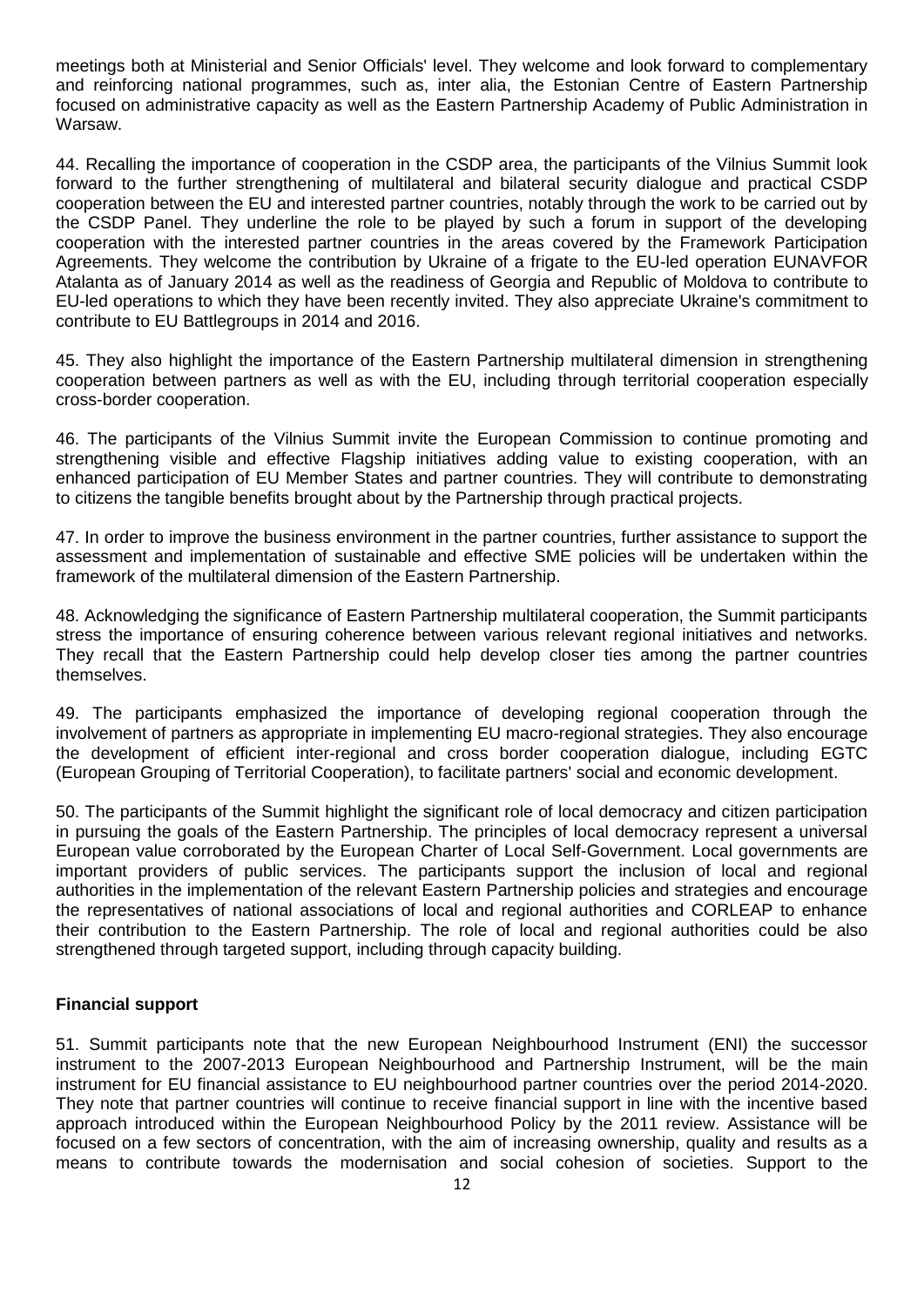meetings both at Ministerial and Senior Officials' level. They welcome and look forward to complementary and reinforcing national programmes, such as, inter alia, the Estonian Centre of Eastern Partnership focused on administrative capacity as well as the Eastern Partnership Academy of Public Administration in Warsaw.

44. Recalling the importance of cooperation in the CSDP area, the participants of the Vilnius Summit look forward to the further strengthening of multilateral and bilateral security dialogue and practical CSDP cooperation between the EU and interested partner countries, notably through the work to be carried out by the CSDP Panel. They underline the role to be played by such a forum in support of the developing cooperation with the interested partner countries in the areas covered by the Framework Participation Agreements. They welcome the contribution by Ukraine of a frigate to the EU-led operation EUNAVFOR Atalanta as of January 2014 as well as the readiness of Georgia and Republic of Moldova to contribute to EU-led operations to which they have been recently invited. They also appreciate Ukraine's commitment to contribute to EU Battlegroups in 2014 and 2016.

45. They also highlight the importance of the Eastern Partnership multilateral dimension in strengthening cooperation between partners as well as with the EU, including through territorial cooperation especially cross-border cooperation.

46. The participants of the Vilnius Summit invite the European Commission to continue promoting and strengthening visible and effective Flagship initiatives adding value to existing cooperation, with an enhanced participation of EU Member States and partner countries. They will contribute to demonstrating to citizens the tangible benefits brought about by the Partnership through practical projects.

47. In order to improve the business environment in the partner countries, further assistance to support the assessment and implementation of sustainable and effective SME policies will be undertaken within the framework of the multilateral dimension of the Eastern Partnership.

48. Acknowledging the significance of Eastern Partnership multilateral cooperation, the Summit participants stress the importance of ensuring coherence between various relevant regional initiatives and networks. They recall that the Eastern Partnership could help develop closer ties among the partner countries themselves.

49. The participants emphasized the importance of developing regional cooperation through the involvement of partners as appropriate in implementing EU macro-regional strategies. They also encourage the development of efficient inter-regional and cross border cooperation dialogue, including EGTC (European Grouping of Territorial Cooperation), to facilitate partners' social and economic development.

50. The participants of the Summit highlight the significant role of local democracy and citizen participation in pursuing the goals of the Eastern Partnership. The principles of local democracy represent a universal European value corroborated by the European Charter of Local Self-Government. Local governments are important providers of public services. The participants support the inclusion of local and regional authorities in the implementation of the relevant Eastern Partnership policies and strategies and encourage the representatives of national associations of local and regional authorities and CORLEAP to enhance their contribution to the Eastern Partnership. The role of local and regional authorities could be also strengthened through targeted support, including through capacity building.

**Financial support**

51. Summit participants note that the new European Neighbourhood Instrument (ENI) the successor instrument to the 2007-2013 European Neighbourhood and Partnership Instrument, will be the main instrument for EU financial assistance to EU neighbourhood partner countries over the period 2014-2020. They note that partner countries will continue to receive financial support in line with the incentive based approach introduced within the European Neighbourhood Policy by the 2011 review. Assistance will be focused on a few sectors of concentration, with the aim of increasing ownership, quality and results as a means to contribute towards the modernisation and social cohesion of societies. Support to the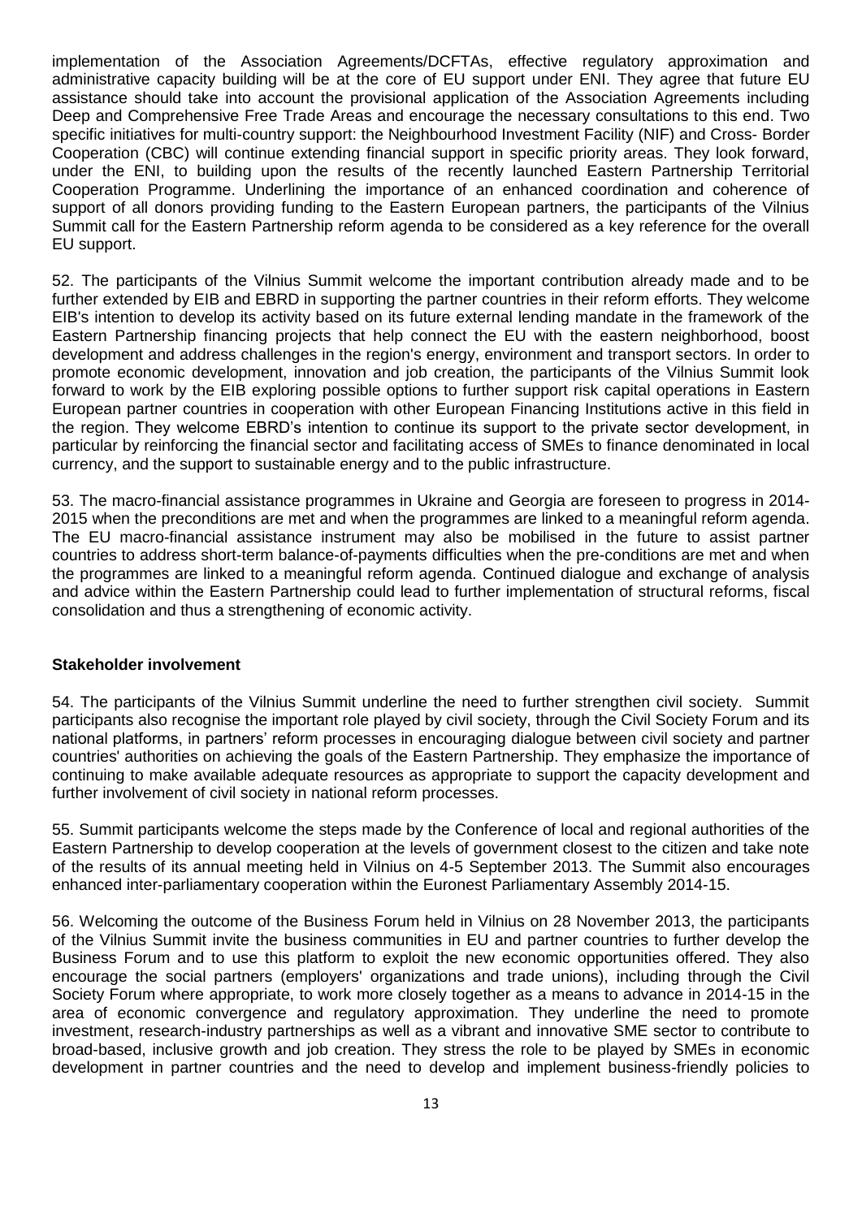implementation of the Association Agreements/DCFTAs, effective regulatory approximation and administrative capacity building will be at the core of EU support under ENI. They agree that future EU assistance should take into account the provisional application of the Association Agreements including Deep and Comprehensive Free Trade Areas and encourage the necessary consultations to this end. Two specific initiatives for multi-country support: the Neighbourhood Investment Facility (NIF) and Cross- Border Cooperation (CBC) will continue extending financial support in specific priority areas. They look forward, under the ENI, to building upon the results of the recently launched Eastern Partnership Territorial Cooperation Programme. Underlining the importance of an enhanced coordination and coherence of support of all donors providing funding to the Eastern European partners, the participants of the Vilnius Summit call for the Eastern Partnership reform agenda to be considered as a key reference for the overall EU support.

52. The participants of the Vilnius Summit welcome the important contribution already made and to be further extended by EIB and EBRD in supporting the partner countries in their reform efforts. They welcome EIB's intention to develop its activity based on its future external lending mandate in the framework of the Eastern Partnership financing projects that help connect the EU with the eastern neighborhood, boost development and address challenges in the region's energy, environment and transport sectors. In order to promote economic development, innovation and job creation, the participants of the Vilnius Summit look forward to work by the EIB exploring possible options to further support risk capital operations in Eastern European partner countries in cooperation with other European Financing Institutions active in this field in the region. They welcome EBRD's intention to continue its support to the private sector development, in particular by reinforcing the financial sector and facilitating access of SMEs to finance denominated in local currency, and the support to sustainable energy and to the public infrastructure.

53. The macro-financial assistance programmes in Ukraine and Georgia are foreseen to progress in 2014-2015 when the preconditions are met and when the programmes are linked to a meaningful reform agenda. The EU macro-financial assistance instrument may also be mobilised in the future to assist partner countries to address short-term balance-of-payments difficulties when the pre-conditions are met and when the programmes are linked to a meaningful reform agenda. Continued dialogue and exchange of analysis and advice within the Eastern Partnership could lead to further implementation of structural reforms, fiscal consolidation and thus a strengthening of economic activity.

**Stakeholder involvement**

54. The participants of the Vilnius Summit underline the need to further strengthen civil society. Summit participants also recognise the important role played by civil society, through the Civil Society Forum and its national platforms, in partners' reform processes in encouraging dialogue between civil society and partner countries' authorities on achieving the goals of the Eastern Partnership. They emphasize the importance of continuing to make available adequate resources as appropriate to support the capacity development and further involvement of civil society in national reform processes.

55. Summit participants welcome the steps made by the Conference of local and regional authorities of the Eastern Partnership to develop cooperation at the levels of government closest to the citizen and take note of the results of its annual meeting held in Vilnius on 4-5 September 2013. The Summit also encourages enhanced inter-parliamentary cooperation within the Euronest Parliamentary Assembly 2014-15.

56. Welcoming the outcome of the Business Forum held in Vilnius on 28 November 2013, the participants of the Vilnius Summit invite the business communities in EU and partner countries to further develop the Business Forum and to use this platform to exploit the new economic opportunities offered. They also encourage the social partners (employers' organizations and trade unions), including through the Civil Society Forum where appropriate, to work more closely together as a means to advance in 2014-15 in the area of economic convergence and regulatory approximation. They underline the need to promote investment, research-industry partnerships as well as a vibrant and innovative SME sector to contribute to broad-based, inclusive growth and job creation. They stress the role to be played by SMEs in economic development in partner countries and the need to develop and implement business-friendly policies to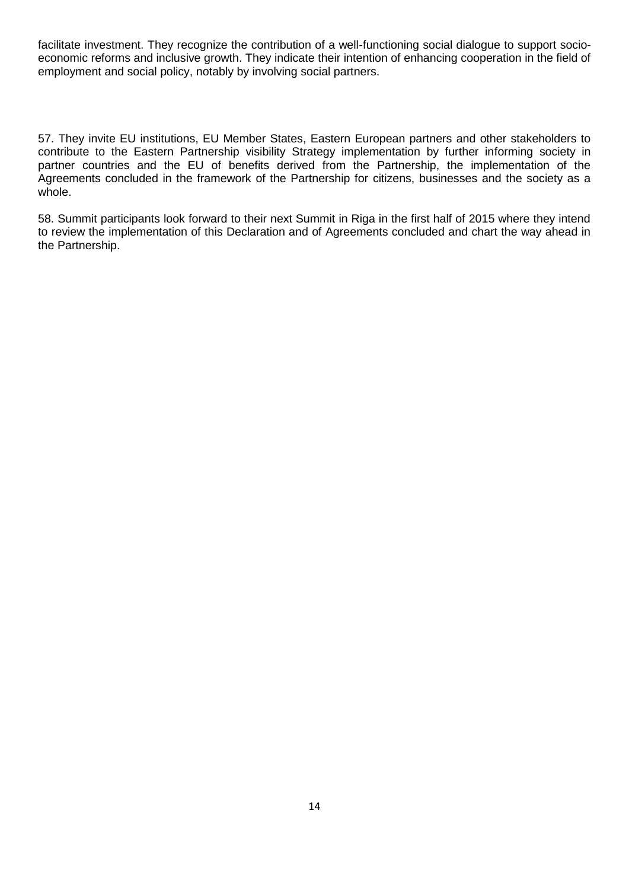facilitate investment. They recognize the contribution of a well-functioning social dialogue to support socio-economic reforms and inclusive growth. They indicate their intention of enhancing cooperation in the field of employment and social policy, notably by involving social partners.

57. They invite EU institutions, EU Member States, Eastern European partners and other stakeholders to contribute to the Eastern Partnership visibility Strategy implementation by further informing society in partner countries and the EU of benefits derived from the Partnership, the implementation of the Agreements concluded in the framework of the Partnership for citizens, businesses and the society as a whole.

58. Summit participants look forward to their next Summit in Riga in the first half of 2015 where they intend to review the implementation of this Declaration and of Agreements concluded and chart the way ahead in the Partnership.